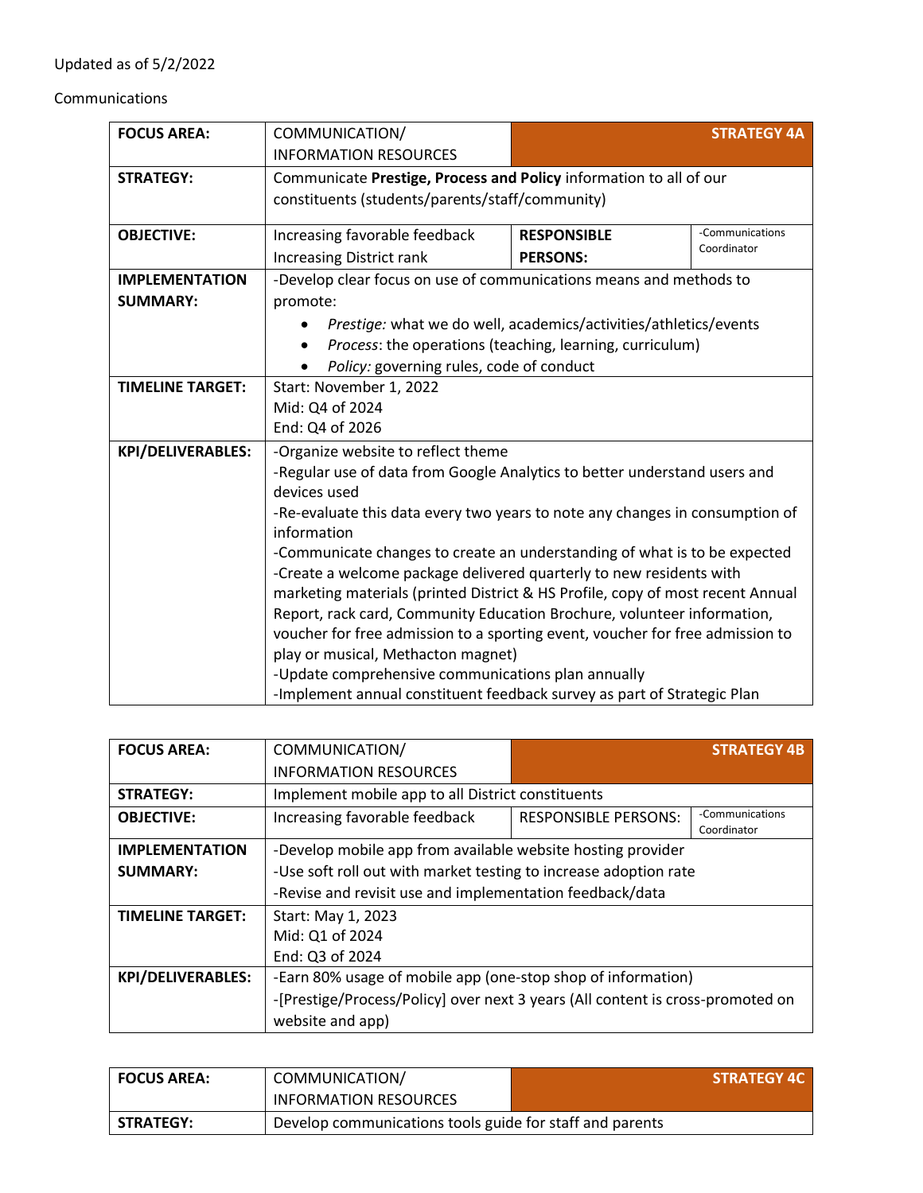Updated as of of 5/2/2022

Communications

| FOCUS AREA: | COMMUNICATION/ INFORMATION RESOURCES | **STRATEGY 4A** | |
|---|---|---|---|
| **STRATEGY:** | Communicate **Prestige, Process and Policy** information to all of our constituents (students/parents/staff/community) | | |
| **OBJECTIVE:** | Increasing favorable feedback<br>Increasing District rank | **RESPONSIBLE PERSONS:** | -Communications Coordinator |
| **IMPLEMENTATION SUMMARY:** | -Develop clear focus on use of communications means and methods to promote:<br>• *Prestige:* what we do well, academics/activities/athletics/events<br>• *Process*: the operations (teaching, learning, curriculum)<br>• *Policy:* governing rules, code of conduct | | |
| **TIMELINE TARGET:** | Start: November 1, 2022<br>Mid: Q4 of 2024<br>End: Q4 of 2026 | | |
| **KPI/DELIVERABLES:** | -Organize website to reflect theme<br>-Regular use of data from Google Analytics to better understand users and devices used<br>-Re-evaluate this data every two years to note any changes in consumption of information<br>-Communicate changes to create an understanding of what is to be expected<br>-Create a welcome package delivered quarterly to new residents with marketing materials (printed District & HS Profile, copy of most recent Annual Report, rack card, Community Education Brochure, volunteer information, voucher for free admission to a sporting event, voucher for free admission to play or musical, Methacton magnet)<br>-Update comprehensive communications plan annually<br>-Implement annual constituent feedback survey as part of Strategic Plan | | |

| FOCUS AREA: | COMMUNICATION/ INFORMATION RESOURCES | **STRATEGY 4B** | |
|---|---|---|---|
| **STRATEGY:** | Implement mobile app to all District constituents | | |
| **OBJECTIVE:** | Increasing favorable feedback | RESPONSIBLE PERSONS: | -Communications Coordinator |
| **IMPLEMENTATION SUMMARY:** | -Develop mobile app from available website hosting provider<br>-Use soft roll out with market testing to increase adoption rate<br>-Revise and revisit use and implementation feedback/data | | |
| **TIMELINE TARGET:** | Start: May 1, 2023<br>Mid: Q1 of 2024<br>End: Q3 of 2024 | | |
| **KPI/DELIVERABLES:** | -Earn 80% usage of mobile app (one-stop shop of information)<br>-[Prestige/Process/Policy] over next 3 years (All content is cross-promoted on website and app) | | |

| FOCUS AREA: | COMMUNICATION/ INFORMATION RESOURCES | **STRATEGY 4C** |
|---|---|---|
| **STRATEGY:** | Develop communications tools guide for staff and parents | |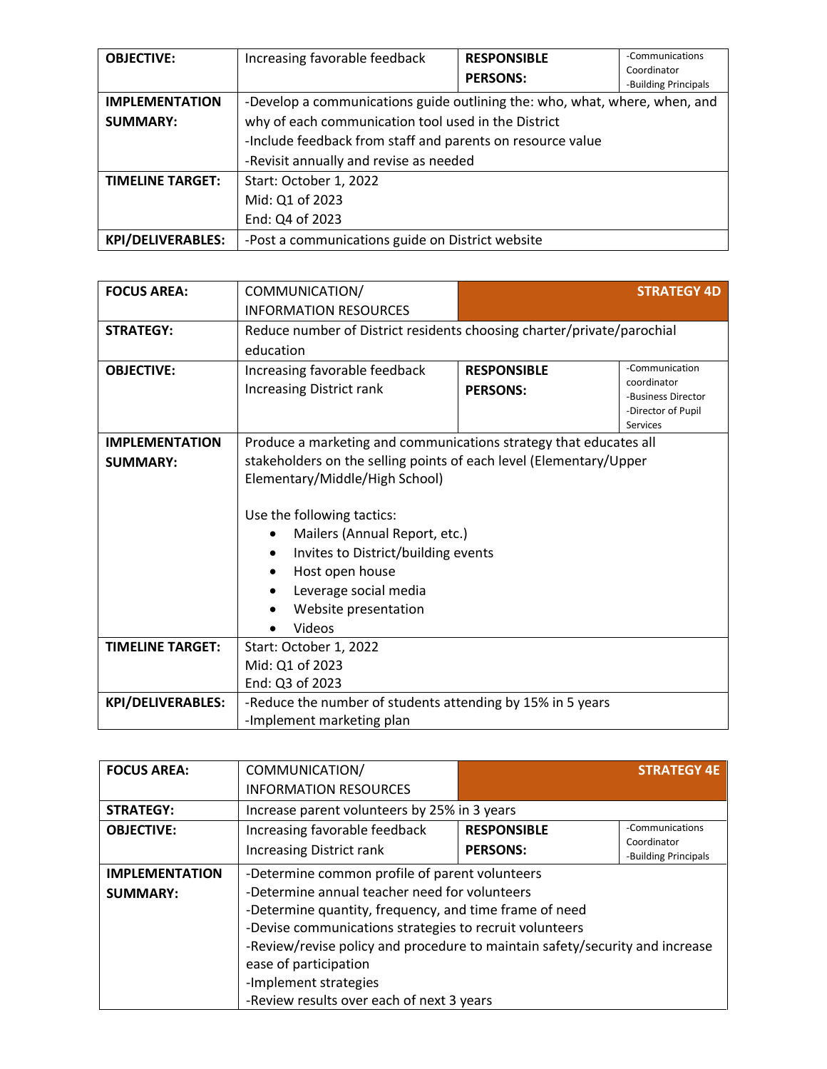| OBJECTIVE: | Increasing favorable feedback | RESPONSIBLE PERSONS: | -Communications Coordinator<br>-Building Principals |
|---|---|---|---|
| IMPLEMENTATION SUMMARY: | -Develop a communications guide outlining the: who, what, where, when, and why of each communication tool used in the District<br>-Include feedback from staff and parents on resource value<br>-Revisit annually and revise as needed | | |
| TIMELINE TARGET: | Start: October 1, 2022<br>Mid: Q1 of 2023<br>End: Q4 of 2023 | | |
| KPI/DELIVERABLES: | -Post a communications guide on District website | | |

| FOCUS AREA: | COMMUNICATION/ INFORMATION RESOURCES | STRATEGY 4D | |
|---|---|---|---|
| STRATEGY: | Reduce number of District residents choosing charter/private/parochial education | | |
| OBJECTIVE: | Increasing favorable feedback<br>Increasing District rank | RESPONSIBLE PERSONS: | -Communication coordinator<br>-Business Director<br>-Director of Pupil Services |
| IMPLEMENTATION SUMMARY: | Produce a marketing and communications strategy that educates all stakeholders on the selling points of each level (Elementary/Upper Elementary/Middle/High School)<br><br>Use the following tactics:<br>• Mailers (Annual Report, etc.)<br>• Invites to District/building events<br>• Host open house<br>• Leverage social media<br>• Website presentation<br>• Videos | | |
| TIMELINE TARGET: | Start: October 1, 2022<br>Mid: Q1 of 2023<br>End: Q3 of 2023 | | |
| KPI/DELIVERABLES: | -Reduce the number of students attending by 15% in 5 years<br>-Implement marketing plan | | |

| FOCUS AREA: | COMMUNICATION/ INFORMATION RESOURCES | STRATEGY 4E | |
|---|---|---|---|
| STRATEGY: | Increase parent volunteers by 25% in 3 years | | |
| OBJECTIVE: | Increasing favorable feedback<br>Increasing District rank | RESPONSIBLE PERSONS: | -Communications Coordinator<br>-Building Principals |
| IMPLEMENTATION SUMMARY: | -Determine common profile of parent volunteers<br>-Determine annual teacher need for volunteers<br>-Determine quantity, frequency, and time frame of need<br>-Devise communications strategies to recruit volunteers<br>-Review/revise policy and procedure to maintain safety/security and increase ease of participation<br>-Implement strategies<br>-Review results over each of next 3 years | | |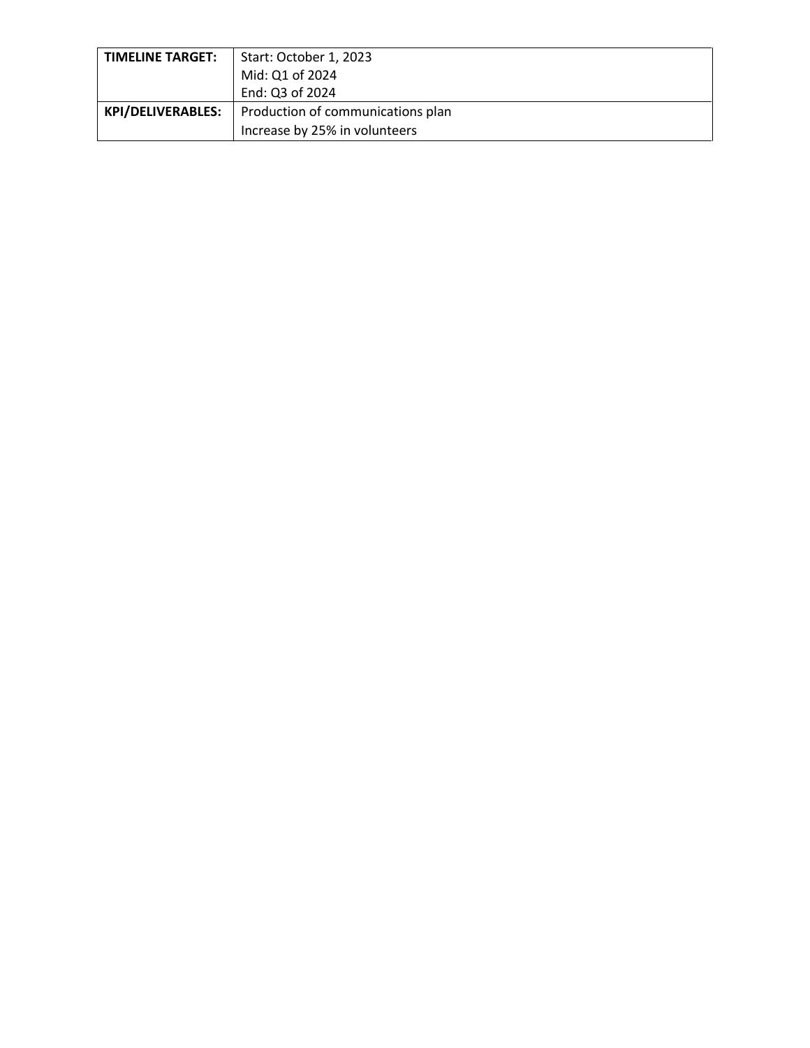| | |
|---|---|
| **TIMELINE TARGET:** | Start: October 1, 2023<br>Mid: Q1 of 2024<br>End: Q3 of 2024 |
| **KPI/DELIVERABLES:** | Production of communications plan<br>Increase by 25% in volunteers |